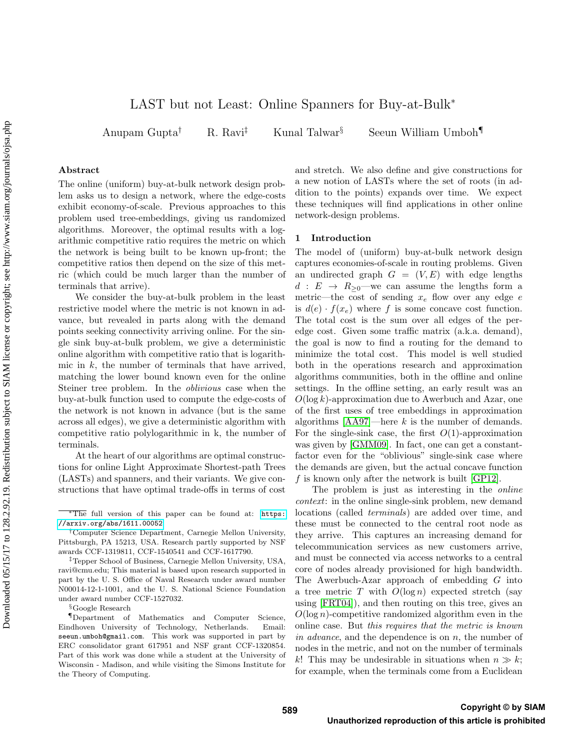# LAST but not Least: Online Spanners for Buy-at-Bulk*

Anupam Gupta[†] R. Ravi[‡] Kunal Talwar[§] Seeun William Umboh[¶]

## Abstract

The online (uniform) buy-at-bulk network design problem asks us to design a network, where the edge-costs exhibit economy-of-scale. Previous approaches to this problem used tree-embeddings, giving us randomized algorithms. Moreover, the optimal results with a logarithmic competitive ratio requires the metric on which the network is being built to be known up-front; the competitive ratios then depend on the size of this metric (which could be much larger than the number of terminals that arrive).

We consider the buy-at-bulk problem in the least restrictive model where the metric is not known in advance, but revealed in parts along with the demand points seeking connectivity arriving online. For the single sink buy-at-bulk problem, we give a deterministic online algorithm with competitive ratio that is logarithmic in $k$, the number of terminals that have arrived, matching the lower bound known even for the online Steiner tree problem. In the *oblivious* case when the buy-at-bulk function used to compute the edge-costs of the network is not known in advance (but is the same across all edges), we give a deterministic algorithm with competitive ratio polylogarithmic in k, the number of terminals.

At the heart of our algorithms are optimal constructions for online Light Approximate Shortest-path Trees (LASTs) and spanners, and their variants. We give constructions that have optimal trade-offs in terms of cost and stretch. We also define and give constructions for a new notion of LASTs where the set of roots (in addition to the points) expands over time. We expect these techniques will find applications in other online network-design problems.

## 1 Introduction

The model of (uniform) buy-at-bulk network design captures economies-of-scale in routing problems. Given an undirected graph $G = (V, E)$ with edge lengths $d : E \to R_{\geq 0}$—we can assume the lengths form a metric—the cost of sending $x_e$ flow over any edge $e$ is $d(e) \cdot f(x_e)$ where $f$ is some concave cost function. The total cost is the sum over all edges of the per-edge cost. Given some traffic matrix (a.k.a. demand), the goal is now to find a routing for the demand to minimize the total cost. This model is well studied both in the operations research and approximation algorithms communities, both in the offline and online settings. In the offline setting, an early result was an $O(\log k)$-approximation due to Awerbuch and Azar, one of the first uses of tree embeddings in approximation algorithms [AA97]—here $k$ is the number of demands. For the single-sink case, the first $O(1)$-approximation was given by [GMM09]. In fact, one can get a constant-factor even for the "oblivious" single-sink case where the demands are given, but the actual concave function $f$ is known only after the network is built [GP12].

The problem is just as interesting in the *online context*: in the online single-sink problem, new demand locations (called *terminals*) are added over time, and these must be connected to the central root node as they arrive. This captures an increasing demand for telecommunication services as new customers arrive, and must be connected via access networks to a central core of nodes already provisioned for high bandwidth. The Awerbuch-Azar approach of embedding $G$ into a tree metric $T$ with $O(\log n)$ expected stretch (say using [FRT04]), and then routing on this tree, gives an $O(\log n)$-competitive randomized algorithm even in the online case. But *this requires that the metric is known in advance*, and the dependence is on $n$, the number of nodes in the metric, and not on the number of terminals $k$! This may be undesirable in situations when $n \gg k$; for example, when the terminals come from a Euclidean

---

*The full version of this paper can be found at: https://arxiv.org/abs/1611.00052

[†]Computer Science Department, Carnegie Mellon University, Pittsburgh, PA 15213, USA. Research partly supported by NSF awards CCF-1319811, CCF-1540541 and CCF-1617790.

[‡]Tepper School of Business, Carnegie Mellon University, USA, ravi@cmu.edu; This material is based upon research supported in part by the U. S. Office of Naval Research under award number N00014-12-1-1001, and the U. S. National Science Foundation under award number CCF-1527032.

[§]Google Research

[¶]Department of Mathematics and Computer Science, Eindhoven University of Technology, Netherlands. Email: seeun.umboh@gmail.com. This work was supported in part by ERC consolidator grant 617951 and NSF grant CCF-1320854. Part of this work was done while a student at the University of Wisconsin - Madison, and while visiting the Simons Institute for the Theory of Computing.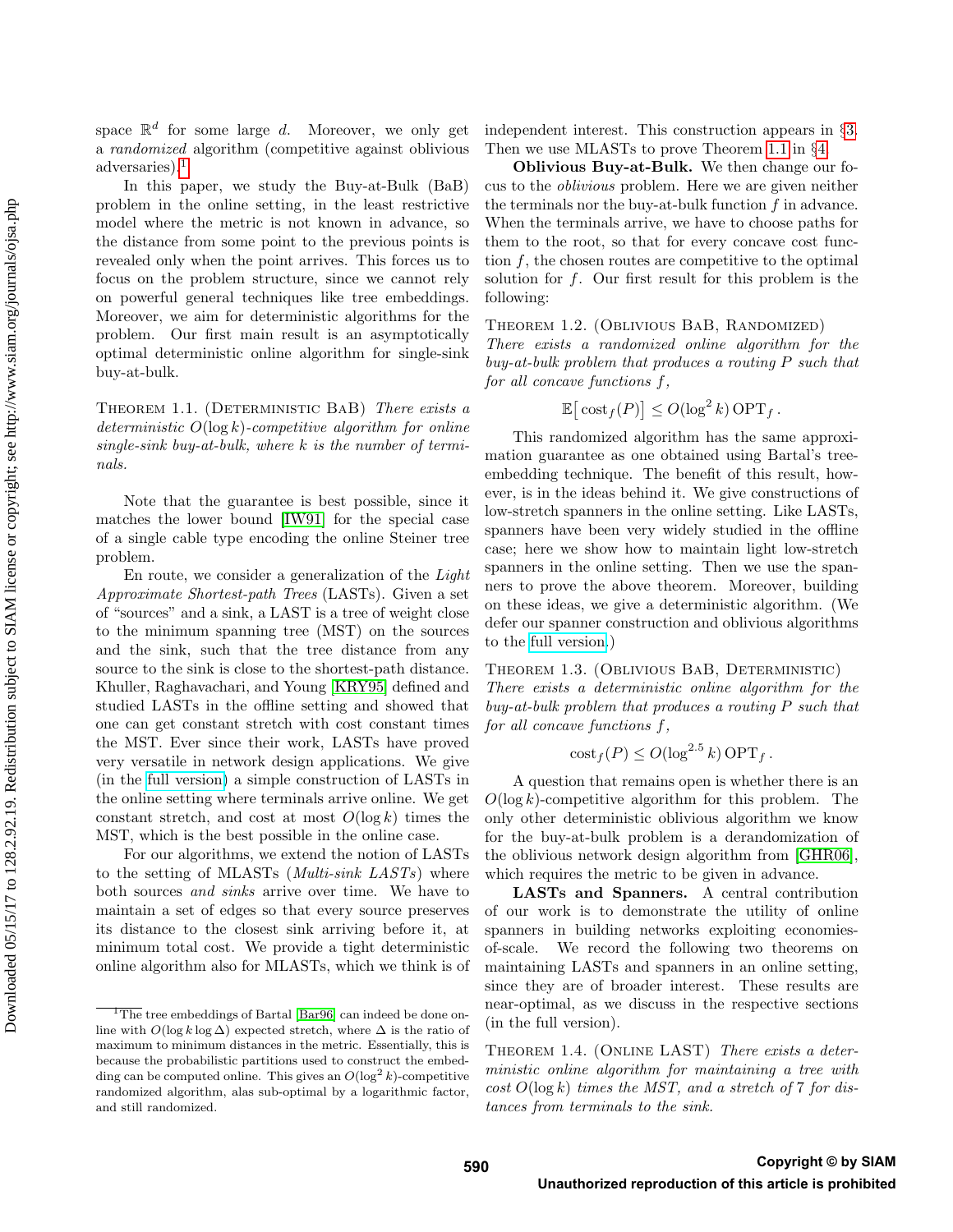space $\mathbb{R}^d$ for some large $d$. Moreover, we only get a *randomized* algorithm (competitive against oblivious adversaries).[1]

In this paper, we study the Buy-at-Bulk (BaB) problem in the online setting, in the least restrictive model where the metric is not known in advance, so the distance from some point to the previous points is revealed only when the point arrives. This forces us to focus on the problem structure, since we cannot rely on powerful general techniques like tree embeddings. Moreover, we aim for deterministic algorithms for the problem. Our first main result is an asymptotically optimal deterministic online algorithm for single-sink buy-at-bulk.

Theorem 1.1. (Deterministic BaB) *There exists a deterministic $O(\log k)$-competitive algorithm for online single-sink buy-at-bulk, where $k$ is the number of terminals.*

Note that the guarantee is best possible, since it matches the lower bound [IW91] for the special case of a single cable type encoding the online Steiner tree problem.

En route, we consider a generalization of the *Light Approximate Shortest-path Trees* (LASTs). Given a set of "sources" and a sink, a LAST is a tree of weight close to the minimum spanning tree (MST) on the sources and the sink, such that the tree distance from any source to the sink is close to the shortest-path distance. Khuller, Raghavachari, and Young [KRY95] defined and studied LASTs in the offline setting and showed that one can get constant stretch with cost constant times the MST. Ever since their work, LASTs have proved very versatile in network design applications. We give (in the full version) a simple construction of LASTs in the online setting where terminals arrive online. We get constant stretch, and cost at most $O(\log k)$ times the MST, which is the best possible in the online case.

For our algorithms, we extend the notion of LASTs to the setting of MLASTs (*Multi-sink LASTs*) where both sources *and sinks* arrive over time. We have to maintain a set of edges so that every source preserves its distance to the closest sink arriving before it, at minimum total cost. We provide a tight deterministic online algorithm also for MLASTs, which we think is of independent interest. This construction appears in §3. Then we use MLASTs to prove Theorem 1.1 in §4.

**Oblivious Buy-at-Bulk.** We then change our focus to the *oblivious* problem. Here we are given neither the terminals nor the buy-at-bulk function $f$ in advance. When the terminals arrive, we have to choose paths for them to the root, so that for every concave cost function $f$, the chosen routes are competitive to the optimal solution for $f$. Our first result for this problem is the following:

Theorem 1.2. (Oblivious BaB, Randomized) *There exists a randomized online algorithm for the buy-at-bulk problem that produces a routing $P$ such that for all concave functions $f$,*

$$\mathbb{E}\big[\operatorname{cost}_f(P)\big] \leq O(\log^2 k)\operatorname{OPT}_f.$$

This randomized algorithm has the same approximation guarantee as one obtained using Bartal's tree-embedding technique. The benefit of this result, however, is in the ideas behind it. We give constructions of low-stretch spanners in the online setting. Like LASTs, spanners have been very widely studied in the offline case; here we show how to maintain light low-stretch spanners in the online setting. Then we use the spanners to prove the above theorem. Moreover, building on these ideas, we give a deterministic algorithm. (We defer our spanner construction and oblivious algorithms to the full version.)

Theorem 1.3. (Oblivious BaB, Deterministic) *There exists a deterministic online algorithm for the buy-at-bulk problem that produces a routing $P$ such that for all concave functions $f$,*

$$\operatorname{cost}_f(P) \leq O(\log^{2.5} k)\operatorname{OPT}_f.$$

A question that remains open is whether there is an $O(\log k)$-competitive algorithm for this problem. The only other deterministic oblivious algorithm we know for the buy-at-bulk problem is a derandomization of the oblivious network design algorithm from [GHR06], which requires the metric to be given in advance.

**LASTs and Spanners.** A central contribution of our work is to demonstrate the utility of online spanners in building networks exploiting economies-of-scale. We record the following two theorems on maintaining LASTs and spanners in an online setting, since they are of broader interest. These results are near-optimal, as we discuss in the respective sections (in the full version).

Theorem 1.4. (Online LAST) *There exists a deterministic online algorithm for maintaining a tree with cost $O(\log k)$ times the MST, and a stretch of 7 for distances from terminals to the sink.*

[1] The tree embeddings of Bartal [Bar96] can indeed be done online with $O(\log k \log \Delta)$ expected stretch, where $\Delta$ is the ratio of maximum to minimum distances in the metric. Essentially, this is because the probabilistic partitions used to construct the embedding can be computed online. This gives an $O(\log^2 k)$-competitive randomized algorithm, alas sub-optimal by a logarithmic factor, and still randomized.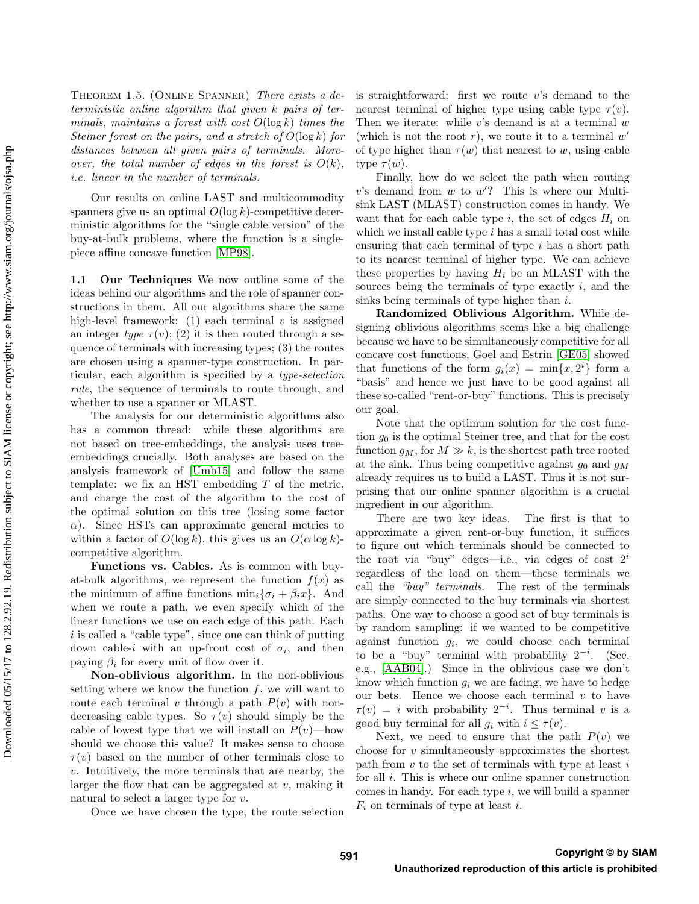THEOREM 1.5. (ONLINE SPANNER) *There exists a deterministic online algorithm that given $k$ pairs of terminals, maintains a forest with cost $O(\log k)$ times the Steiner forest on the pairs, and a stretch of $O(\log k)$ for distances between all given pairs of terminals. Moreover, the total number of edges in the forest is $O(k)$, i.e. linear in the number of terminals.*

Our results on online LAST and multicommodity spanners give us an optimal $O(\log k)$-competitive deterministic algorithms for the "single cable version" of the buy-at-bulk problems, where the function is a single-piece affine concave function [MP98].

### 1.1 Our Techniques

We now outline some of the ideas behind our algorithms and the role of spanner constructions in them. All our algorithms share the same high-level framework: (1) each terminal $v$ is assigned an integer *type* $\tau(v)$; (2) it is then routed through a sequence of terminals with increasing types; (3) the routes are chosen using a spanner-type construction. In particular, each algorithm is specified by a *type-selection rule*, the sequence of terminals to route through, and whether to use a spanner or MLAST.

The analysis for our deterministic algorithms also has a common thread: while these algorithms are not based on tree-embeddings, the analysis uses tree-embeddings crucially. Both analyses are based on the analysis framework of [Umb15] and follow the same template: we fix an HST embedding $T$ of the metric, and charge the cost of the algorithm to the cost of the optimal solution on this tree (losing some factor $\alpha$). Since HSTs can approximate general metrics to within a factor of $O(\log k)$, this gives us an $O(\alpha \log k)$-competitive algorithm.

**Functions vs. Cables.** As is common with buy-at-bulk algorithms, we represent the function $f(x)$ as the minimum of affine functions $\min_i\{\sigma_i + \beta_i x\}$. And when we route a path, we even specify which of the linear functions we use on each edge of this path. Each $i$ is called a "cable type", since one can think of putting down cable-$i$ with an up-front cost of $\sigma_i$, and then paying $\beta_i$ for every unit of flow over it.

**Non-oblivious algorithm.** In the non-oblivious setting where we know the function $f$, we will want to route each terminal $v$ through a path $P(v)$ with non-decreasing cable types. So $\tau(v)$ should simply be the cable of lowest type that we will install on $P(v)$—how should we choose this value? It makes sense to choose $\tau(v)$ based on the number of other terminals close to $v$. Intuitively, the more terminals that are nearby, the larger the flow that can be aggregated at $v$, making it natural to select a larger type for $v$.

Once we have chosen the type, the route selection is straightforward: first we route $v$'s demand to the nearest terminal of higher type using cable type $\tau(v)$. Then we iterate: while $v$'s demand is at a terminal $w$ (which is not the root $r$), we route it to a terminal $w'$ of type higher than $\tau(w)$ that nearest to $w$, using cable type $\tau(w)$.

Finally, how do we select the path when routing $v$'s demand from $w$ to $w'$? This is where our Multi-sink LAST (MLAST) construction comes in handy. We want that for each cable type $i$, the set of edges $H_i$ on which we install cable type $i$ has a small total cost while ensuring that each terminal of type $i$ has a short path to its nearest terminal of higher type. We can achieve these properties by having $H_i$ be an MLAST with the sources being the terminals of type exactly $i$, and the sinks being terminals of type higher than $i$.

**Randomized Oblivious Algorithm.** While designing oblivious algorithms seems like a big challenge because we have to be simultaneously competitive for all concave cost functions, Goel and Estrin [GE05] showed that functions of the form $g_i(x) = \min\{x, 2^i\}$ form a "basis" and hence we just have to be good against all these so-called "rent-or-buy" functions. This is precisely our goal.

Note that the optimum solution for the cost function $g_0$ is the optimal Steiner tree, and that for the cost function $g_M$, for $M \gg k$, is the shortest path tree rooted at the sink. Thus being competitive against $g_0$ and $g_M$ already requires us to build a LAST. Thus it is not surprising that our online spanner algorithm is a crucial ingredient in our algorithm.

There are two key ideas. The first is that to approximate a given rent-or-buy function, it suffices to figure out which terminals should be connected to the root via "buy" edges—i.e., via edges of cost $2^i$ regardless of the load on them—these terminals we call the *"buy" terminals*. The rest of the terminals are simply connected to the buy terminals via shortest paths. One way to choose a good set of buy terminals is by random sampling: if we wanted to be competitive against function $g_i$, we could choose each terminal to be a "buy" terminal with probability $2^{-i}$. (See, e.g., [AAB04].) Since in the oblivious case we don't know which function $g_i$ we are facing, we have to hedge our bets. Hence we choose each terminal $v$ to have $\tau(v) = i$ with probability $2^{-i}$. Thus terminal $v$ is a good buy terminal for all $g_i$ with $i \leq \tau(v)$.

Next, we need to ensure that the path $P(v)$ we choose for $v$ simultaneously approximates the shortest path from $v$ to the set of terminals with type at least $i$ for all $i$. This is where our online spanner construction comes in handy. For each type $i$, we will build a spanner $F_i$ on terminals of type at least $i$.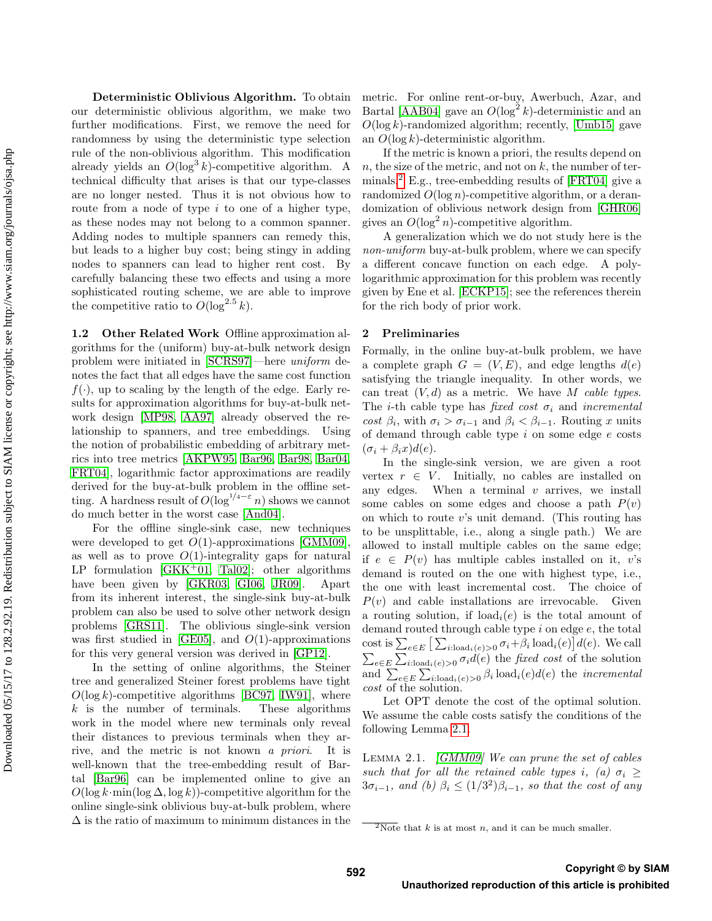**Deterministic Oblivious Algorithm.** To obtain our deterministic oblivious algorithm, we make two further modifications. First, we remove the need for randomness by using the deterministic type selection rule of the non-oblivious algorithm. This modification already yields an $O(\log^3 k)$-competitive algorithm. A technical difficulty that arises is that our type-classes are no longer nested. Thus it is not obvious how to route from a node of type $i$ to one of a higher type, as these nodes may not belong to a common spanner. Adding nodes to multiple spanners can remedy this, but leads to a higher buy cost; being stingy in adding nodes to spanners can lead to higher rent cost. By carefully balancing these two effects and using a more sophisticated routing scheme, we are able to improve the competitive ratio to $O(\log^{2.5} k)$.

### 1.2 Other Related Work

Offline approximation algorithms for the (uniform) buy-at-bulk network design problem were initiated in [SCRS97]—here *uniform* denotes the fact that all edges have the same cost function $f(\cdot)$, up to scaling by the length of the edge. Early results for approximation algorithms for buy-at-bulk network design [MP98, AA97] already observed the relationship to spanners, and tree embeddings. Using the notion of probabilistic embedding of arbitrary metrics into tree metrics [AKPW95, Bar96, Bar98, Bar04, FRT04], logarithmic factor approximations are readily derived for the buy-at-bulk problem in the offline setting. A hardness result of $O(\log^{1/4-\varepsilon} n)$ shows we cannot do much better in the worst case [And04].

For the offline single-sink case, new techniques were developed to get $O(1)$-approximations [GMM09], as well as to prove $O(1)$-integrality gaps for natural LP formulation [GKK+01, Tal02]; other algorithms have been given by [GKR03, GI06, JR09]. Apart from its inherent interest, the single-sink buy-at-bulk problem can also be used to solve other network design problems [GRS11]. The oblivious single-sink version was first studied in [GE05], and $O(1)$-approximations for this very general version was derived in [GP12].

In the setting of online algorithms, the Steiner tree and generalized Steiner forest problems have tight $O(\log k)$-competitive algorithms [BC97, IW91], where $k$ is the number of terminals. These algorithms work in the model where new terminals only reveal their distances to previous terminals when they arrive, and the metric is not known *a priori*. It is well-known that the tree-embedding result of Bartal [Bar96] can be implemented online to give an $O(\log k \cdot \min(\log \Delta, \log k))$-competitive algorithm for the online single-sink oblivious buy-at-bulk problem, where $\Delta$ is the ratio of maximum to minimum distances in the metric. For online rent-or-buy, Awerbuch, Azar, and Bartal [AAB04] gave an $O(\log^2 k)$-deterministic and an $O(\log k)$-randomized algorithm; recently, [Umb15] gave an $O(\log k)$-deterministic algorithm.

If the metric is known a priori, the results depend on $n$, the size of the metric, and not on $k$, the number of terminals.[2] E.g., tree-embedding results of [FRT04] give a randomized $O(\log n)$-competitive algorithm, or a derandomization of oblivious network design from [GHR06] gives an $O(\log^2 n)$-competitive algorithm.

A generalization which we do not study here is the *non-uniform* buy-at-bulk problem, where we can specify a different concave function on each edge. A polylogarithmic approximation for this problem was recently given by Ene et al. [ECKP15]; see the references therein for the rich body of prior work.

## 2 Preliminaries

Formally, in the online buy-at-bulk problem, we have a complete graph $G = (V, E)$, and edge lengths $d(e)$ satisfying the triangle inequality. In other words, we can treat $(V, d)$ as a metric. We have $M$ *cable types*. The $i$-th cable type has *fixed cost* $\sigma_i$ and *incremental cost* $\beta_i$, with $\sigma_i > \sigma_{i-1}$ and $\beta_i < \beta_{i-1}$. Routing $x$ units of demand through cable type $i$ on some edge $e$ costs $(\sigma_i + \beta_i x)d(e)$.

In the single-sink version, we are given a root vertex $r \in V$. Initially, no cables are installed on any edges. When a terminal $v$ arrives, we install some cables on some edges and choose a path $P(v)$ on which to route $v$'s unit demand. (This routing has to be unsplittable, i.e., along a single path.) We are allowed to install multiple cables on the same edge; if $e \in P(v)$ has multiple cables installed on it, $v$'s demand is routed on the one with highest type, i.e., the one with least incremental cost. The choice of $P(v)$ and cable installations are irrevocable. Given a routing solution, if $\text{load}_i(e)$ is the total amount of demand routed through cable type $i$ on edge $e$, the total cost is $\sum_{e \in E} \left[ \sum_{i:\text{load}_i(e)>0} \sigma_i + \beta_i \, \text{load}_i(e) \right] d(e)$. We call $\sum_{e \in E} \sum_{i:\text{load}_i(e)>0} \sigma_i d(e)$ the *fixed cost* of the solution and $\sum_{e \in E} \sum_{i:\text{load}_i(e)>0} \beta_i \, \text{load}_i(e) d(e)$ the *incremental cost* of the solution.

Let OPT denote the cost of the optimal solution. We assume the cable costs satisfy the conditions of the following Lemma 2.1.

Lemma 2.1. *[GMM09] We can prune the set of cables such that for all the retained cable types $i$, (a) $\sigma_i \geq 3\sigma_{i-1}$, and (b) $\beta_i \leq (1/3^2)\beta_{i-1}$, so that the cost of any*

[2] Note that $k$ is at most $n$, and it can be much smaller.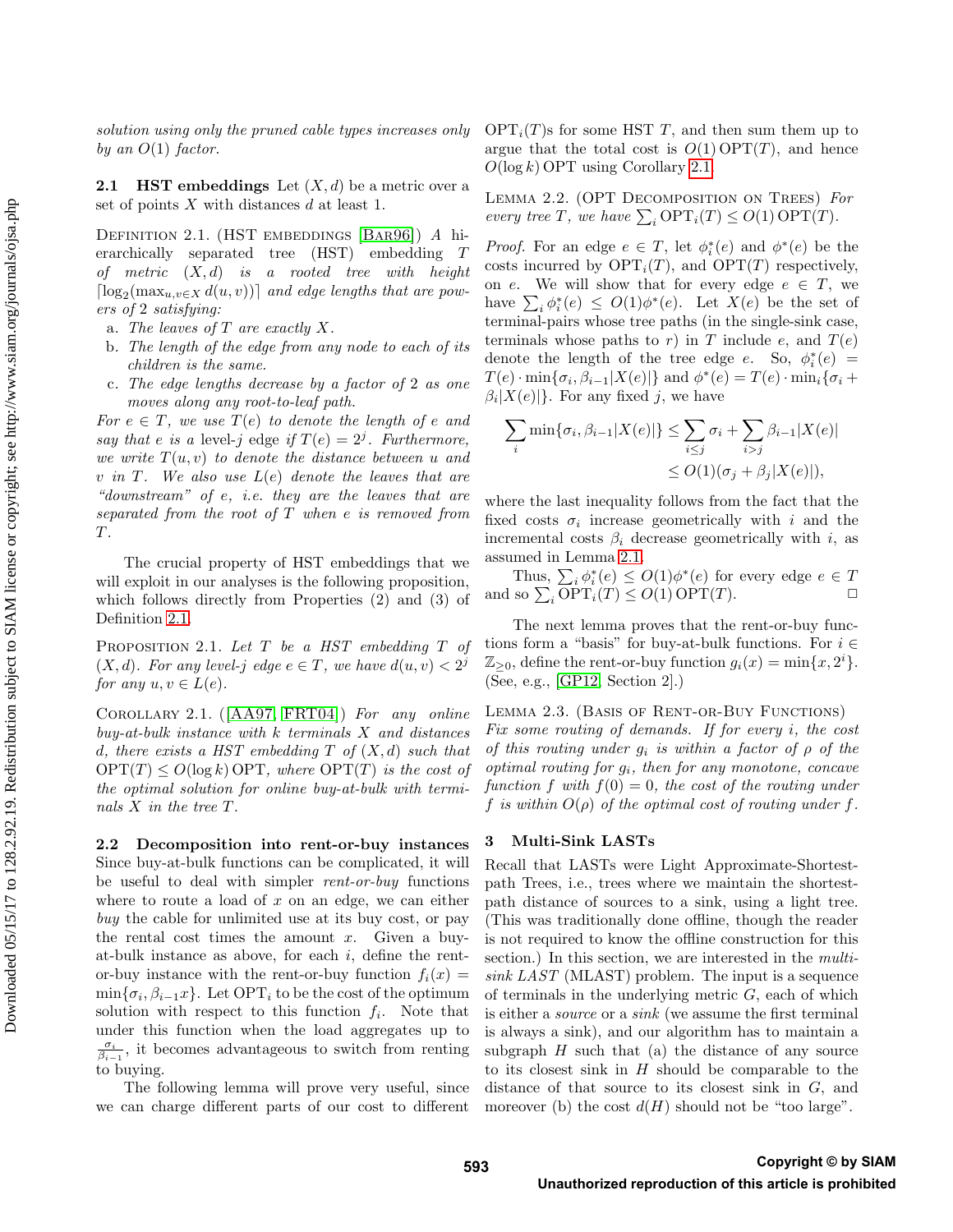*solution using only the pruned cable types increases only by an $O(1)$ factor.*

**2.1 HST embeddings** Let $(X, d)$ be a metric over a set of points $X$ with distances $d$ at least 1.

DEFINITION 2.1. (HST EMBEDDINGS [Bar96]) *A hierarchically separated tree (HST) embedding $T$ of metric $(X, d)$ is a rooted tree with height $\lceil \log_2(\max_{u,v \in X} d(u, v)) \rceil$ and edge lengths that are powers of 2 satisfying:*

a. *The leaves of $T$ are exactly $X$.*
b. *The length of the edge from any node to each of its children is the same.*
c. *The edge lengths decrease by a factor of 2 as one moves along any root-to-leaf path.*

*For $e \in T$, we use $T(e)$ to denote the length of $e$ and say that $e$ is a* level-$j$ *edge if $T(e) = 2^j$. Furthermore, we write $T(u, v)$ to denote the distance between $u$ and $v$ in $T$. We also use $L(e)$ denote the leaves that are "downstream" of $e$, i.e. they are the leaves that are separated from the root of $T$ when $e$ is removed from $T$.*

The crucial property of HST embeddings that we will exploit in our analyses is the following proposition, which follows directly from Properties (2) and (3) of Definition 2.1.

PROPOSITION 2.1. *Let $T$ be a HST embedding $T$ of $(X, d)$. For any level-$j$ edge $e \in T$, we have $d(u, v) < 2^j$ for any $u, v \in L(e)$.*

COROLLARY 2.1. ([AA97, FRT04]) *For any online buy-at-bulk instance with $k$ terminals $X$ and distances $d$, there exists a HST embedding $T$ of $(X, d)$ such that $\mathrm{OPT}(T) \le O(\log k)\,\mathrm{OPT}$, where $\mathrm{OPT}(T)$ is the cost of the optimal solution for online buy-at-bulk with terminals $X$ in the tree $T$.*

**2.2 Decomposition into rent-or-buy instances** Since buy-at-bulk functions can be complicated, it will be useful to deal with simpler *rent-or-buy* functions where to route a load of $x$ on an edge, we can either *buy* the cable for unlimited use at its buy cost, or pay the rental cost times the amount $x$. Given a buy-at-bulk instance as above, for each $i$, define the rent-or-buy instance with the rent-or-buy function $f_i(x) = \min\{\sigma_i, \beta_{i-1} x\}$. Let $\mathrm{OPT}_i$ to be the cost of the optimum solution with respect to this function $f_i$. Note that under this function when the load aggregates up to $\frac{\sigma_i}{\beta_{i-1}}$, it becomes advantageous to switch from renting to buying.

The following lemma will prove very useful, since we can charge different parts of our cost to different $\mathrm{OPT}_i(T)$s for some HST $T$, and then sum them up to argue that the total cost is $O(1)\,\mathrm{OPT}(T)$, and hence $O(\log k)\,\mathrm{OPT}$ using Corollary 2.1.

LEMMA 2.2. (OPT DECOMPOSITION ON TREES) *For every tree $T$, we have $\sum_i \mathrm{OPT}_i(T) \le O(1)\,\mathrm{OPT}(T)$.*

*Proof.* For an edge $e \in T$, let $\phi_i^*(e)$ and $\phi^*(e)$ be the costs incurred by $\mathrm{OPT}_i(T)$, and $\mathrm{OPT}(T)$ respectively, on $e$. We will show that for every edge $e \in T$, we have $\sum_i \phi_i^*(e) \le O(1)\phi^*(e)$. Let $X(e)$ be the set of terminal-pairs whose tree paths (in the single-sink case, terminals whose paths to $r$) in $T$ include $e$, and $T(e)$ denote the length of the tree edge $e$. So, $\phi_i^*(e) = T(e) \cdot \min\{\sigma_i, \beta_{i-1}|X(e)|\}$ and $\phi^*(e) = T(e) \cdot \min_i\{\sigma_i + \beta_i |X(e)|\}$. For any fixed $j$, we have

$$\sum_i \min\{\sigma_i, \beta_{i-1}|X(e)|\} \le \sum_{i \le j} \sigma_i + \sum_{i > j} \beta_{i-1}|X(e)| \le O(1)(\sigma_j + \beta_j |X(e)|),$$

where the last inequality follows from the fact that the fixed costs $\sigma_i$ increase geometrically with $i$ and the incremental costs $\beta_i$ decrease geometrically with $i$, as assumed in Lemma 2.1.

Thus, $\sum_i \phi_i^*(e) \le O(1)\phi^*(e)$ for every edge $e \in T$ and so $\sum_i \mathrm{OPT}_i(T) \le O(1)\,\mathrm{OPT}(T)$. □

The next lemma proves that the rent-or-buy functions form a "basis" for buy-at-bulk functions. For $i \in \mathbb{Z}_{\ge 0}$, define the rent-or-buy function $g_i(x) = \min\{x, 2^i\}$. (See, e.g., [GP12, Section 2].)

LEMMA 2.3. (BASIS OF RENT-OR-BUY FUNCTIONS) *Fix some routing of demands. If for every $i$, the cost of this routing under $g_i$ is within a factor of $\rho$ of the optimal routing for $g_i$, then for any monotone, concave function $f$ with $f(0) = 0$, the cost of the routing under $f$ is within $O(\rho)$ of the optimal cost of routing under $f$.*

## 3 Multi-Sink LASTs

Recall that LASTs were Light Approximate-Shortest-path Trees, i.e., trees where we maintain the shortest-path distance of sources to a sink, using a light tree. (This was traditionally done offline, though the reader is not required to know the offline construction for this section.) In this section, we are interested in the *multi-sink LAST* (MLAST) problem. The input is a sequence of terminals in the underlying metric $G$, each of which is either a *source* or a *sink* (we assume the first terminal is always a sink), and our algorithm has to maintain a subgraph $H$ such that (a) the distance of any source to its closest sink in $H$ should be comparable to the distance of that source to its closest sink in $G$, and moreover (b) the cost $d(H)$ should not be "too large".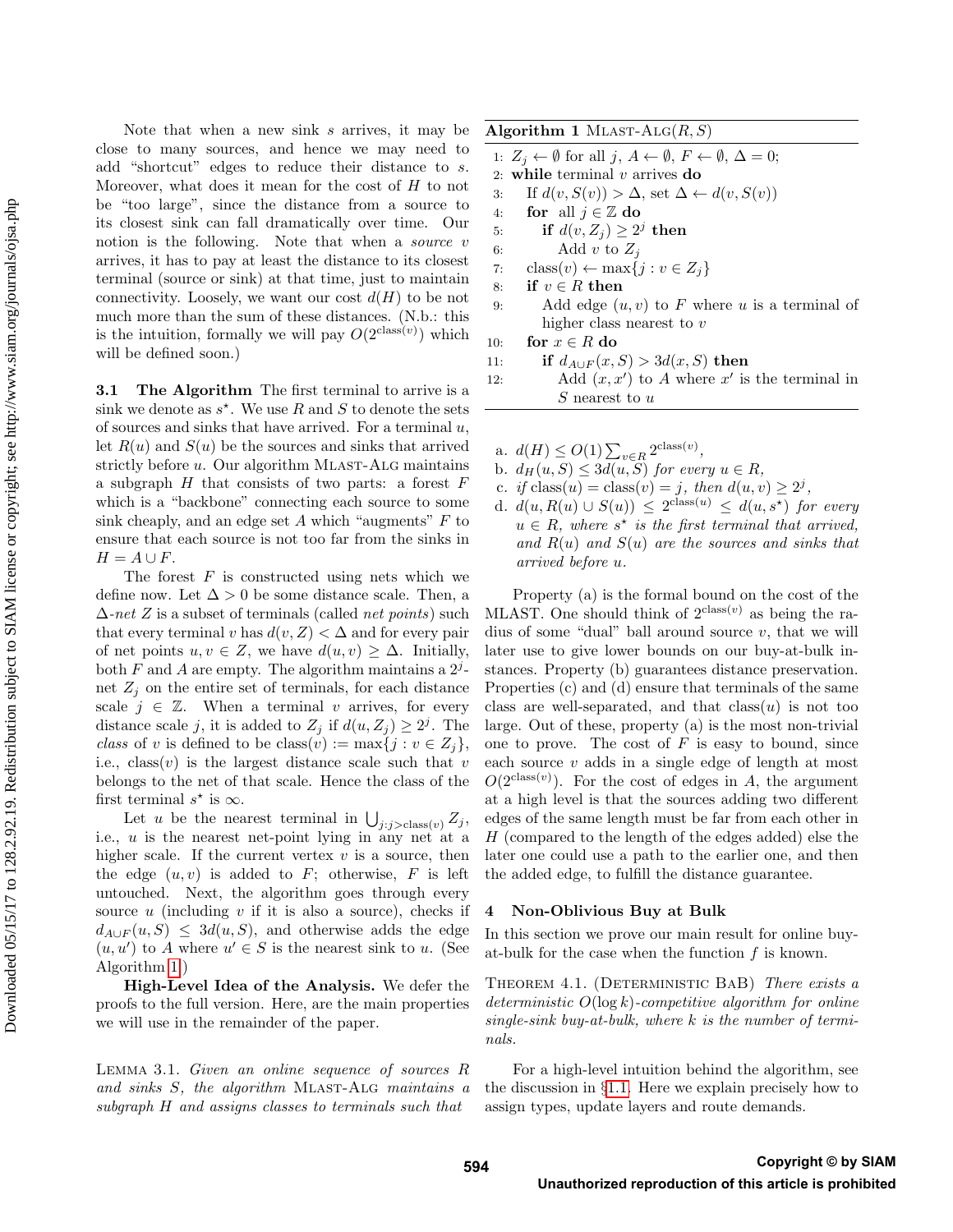Note that when a new sink $s$ arrives, it may be close to many sources, and hence we may need to add "shortcut" edges to reduce their distance to $s$. Moreover, what does it mean for the cost of $H$ to not be "too large", since the distance from a source to its closest sink can fall dramatically over time. Our notion is the following. Note that when a *source* $v$ arrives, it has to pay at least the distance to its closest terminal (source or sink) at that time, just to maintain connectivity. Loosely, we want our cost $d(H)$ to be not much more than the sum of these distances. (N.b.: this is the intuition, formally we will pay $O(2^{\text{class}(v)})$ which will be defined soon.)

**3.1 The Algorithm** The first terminal to arrive is a sink we denote as $s^\star$. We use $R$ and $S$ to denote the sets of sources and sinks that have arrived. For a terminal $u$, let $R(u)$ and $S(u)$ be the sources and sinks that arrived strictly before $u$. Our algorithm MLAST-ALG maintains a subgraph $H$ that consists of two parts: a forest $F$ which is a "backbone" connecting each source to some sink cheaply, and an edge set $A$ which "augments" $F$ to ensure that each source is not too far from the sinks in $H = A \cup F$.

The forest $F$ is constructed using nets which we define now. Let $\Delta > 0$ be some distance scale. Then, a $\Delta$-*net* $Z$ is a subset of terminals (called *net points*) such that every terminal $v$ has $d(v, Z) < \Delta$ and for every pair of net points $u, v \in Z$, we have $d(u, v) \geq \Delta$. Initially, both $F$ and $A$ are empty. The algorithm maintains a $2^j$-net $Z_j$ on the entire set of terminals, for each distance scale $j \in \mathbb{Z}$. When a terminal $v$ arrives, for every distance scale $j$, it is added to $Z_j$ if $d(u, Z_j) \geq 2^j$. The *class* of $v$ is defined to be $\text{class}(v) := \max\{j : v \in Z_j\}$, i.e., $\text{class}(v)$ is the largest distance scale such that $v$ belongs to the net of that scale. Hence the class of the first terminal $s^\star$ is $\infty$.

Let $u$ be the nearest terminal in $\bigcup_{j:j>\text{class}(v)} Z_j$, i.e., $u$ is the nearest net-point lying in any net at a higher scale. If the current vertex $v$ is a source, then the edge $(u, v)$ is added to $F$; otherwise, $F$ is left untouched. Next, the algorithm goes through every source $u$ (including $v$ if it is also a source), checks if $d_{A\cup F}(u, S) \leq 3d(u, S)$, and otherwise adds the edge $(u, u')$ to $A$ where $u' \in S$ is the nearest sink to $u$. (See Algorithm 1.)

**High-Level Idea of the Analysis.** We defer the proofs to the full version. Here, are the main properties we will use in the remainder of the paper.

LEMMA 3.1. *Given an online sequence of sources $R$ and sinks $S$, the algorithm* MLAST-ALG *maintains a subgraph $H$ and assigns classes to terminals such that*

**Algorithm 1** MLAST-ALG$(R, S)$

```
1:  Z_j ← ∅ for all j, A ← ∅, F ← ∅, Δ = 0;
2:  while terminal v arrives do
3:    If d(v, S(v)) > Δ, set Δ ← d(v, S(v))
4:    for all j ∈ ℤ do
5:      if d(v, Z_j) ≥ 2^j then
6:        Add v to Z_j
7:    class(v) ← max{j : v ∈ Z_j}
8:    if v ∈ R then
9:      Add edge (u, v) to F where u is a terminal of
        higher class nearest to v
10:   for x ∈ R do
11:     if d_{A∪F}(x, S) > 3d(x, S) then
12:       Add (x, x') to A where x' is the terminal in
          S nearest to u
```

a. $d(H) \leq O(1) \sum_{v \in R} 2^{\text{class}(v)}$,

b. $d_H(u, S) \leq 3d(u, S)$ *for every* $u \in R$,

c. *if* $\text{class}(u) = \text{class}(v) = j$, *then* $d(u, v) \geq 2^j$,

d. $d(u, R(u) \cup S(u)) \leq 2^{\text{class}(u)} \leq d(u, s^\star)$ *for every* $u \in R$, *where $s^\star$ is the first terminal that arrived, and $R(u)$ and $S(u)$ are the sources and sinks that arrived before $u$.*

Property (a) is the formal bound on the cost of the MLAST. One should think of $2^{\text{class}(v)}$ as being the radius of some "dual" ball around source $v$, that we will later use to give lower bounds on our buy-at-bulk instances. Property (b) guarantees distance preservation. Properties (c) and (d) ensure that terminals of the same class are well-separated, and that $\text{class}(u)$ is not too large. Out of these, property (a) is the most non-trivial one to prove. The cost of $F$ is easy to bound, since each source $v$ adds in a single edge of length at most $O(2^{\text{class}(v)})$. For the cost of edges in $A$, the argument at a high level is that the sources adding two different edges of the same length must be far from each other in $H$ (compared to the length of the edges added) else the later one could use a path to the earlier one, and then the added edge, to fulfill the distance guarantee.

## 4 Non-Oblivious Buy at Bulk

In this section we prove our main result for online buy-at-bulk for the case when the function $f$ is known.

THEOREM 4.1. (DETERMINISTIC BAB) *There exists a deterministic $O(\log k)$-competitive algorithm for online single-sink buy-at-bulk, where $k$ is the number of terminals.*

For a high-level intuition behind the algorithm, see the discussion in §1.1. Here we explain precisely how to assign types, update layers and route demands.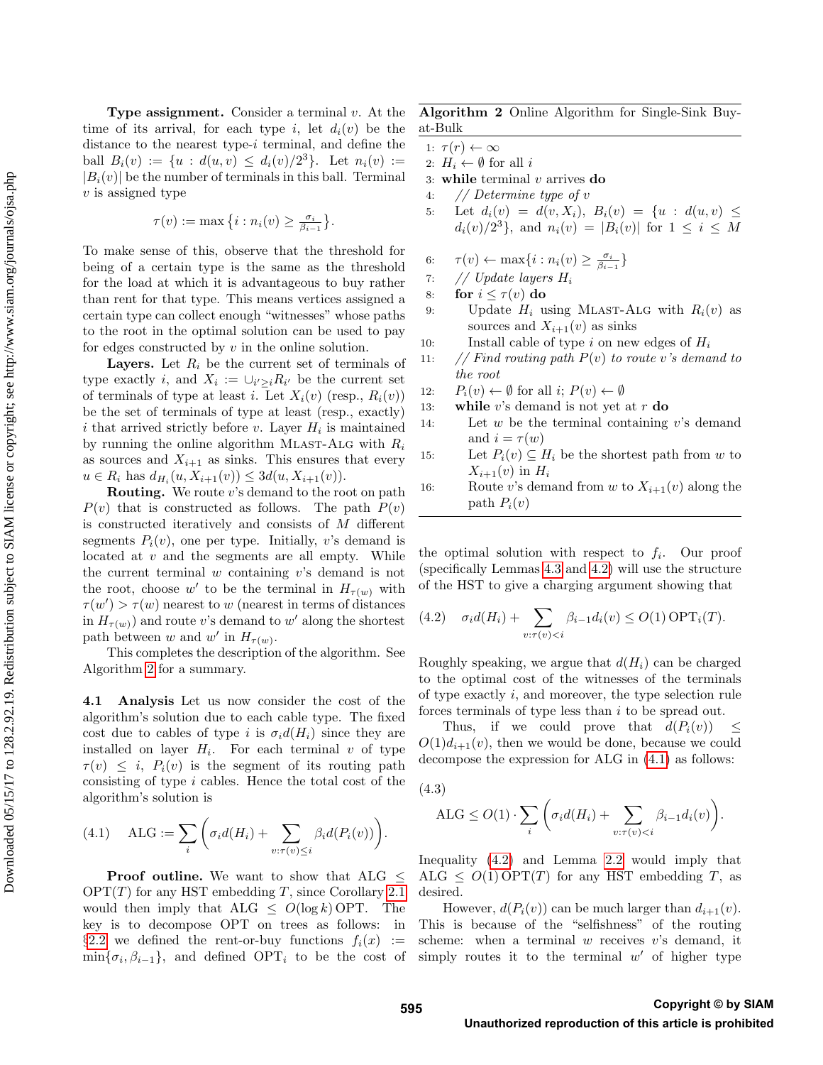**Type assignment.** Consider a terminal $v$. At the time of its arrival, for each type $i$, let $d_i(v)$ be the distance to the nearest type-$i$ terminal, and define the ball $B_i(v) := \{u : d(u,v) \le d_i(v)/2^3\}$. Let $n_i(v) := |B_i(v)|$ be the number of terminals in this ball. Terminal $v$ is assigned type

$$\tau(v) := \max\left\{i : n_i(v) \ge \tfrac{\sigma_i}{\beta_{i-1}}\right\}.$$

To make sense of this, observe that the threshold for being of a certain type is the same as the threshold for the load at which it is advantageous to buy rather than rent for that type. This means vertices assigned a certain type can collect enough "witnesses" whose paths to the root in the optimal solution can be used to pay for edges constructed by $v$ in the online solution.

**Layers.** Let $R_i$ be the current set of terminals of type exactly $i$, and $X_i := \cup_{i' \ge i} R_{i'}$ be the current set of terminals of type at least $i$. Let $X_i(v)$ (resp., $R_i(v)$) be the set of terminals of type at least (resp., exactly) $i$ that arrived strictly before $v$. Layer $H_i$ is maintained by running the online algorithm MLAST-ALG with $R_i$ as sources and $X_{i+1}$ as sinks. This ensures that every $u \in R_i$ has $d_{H_i}(u, X_{i+1}(v)) \le 3d(u, X_{i+1}(v))$.

**Routing.** We route $v$'s demand to the root on path $P(v)$ that is constructed as follows. The path $P(v)$ is constructed iteratively and consists of $M$ different segments $P_i(v)$, one per type. Initially, $v$'s demand is located at $v$ and the segments are all empty. While the current terminal $w$ containing $v$'s demand is not the root, choose $w'$ to be the terminal in $H_{\tau(w)}$ with $\tau(w') > \tau(w)$ nearest to $w$ (nearest in terms of distances in $H_{\tau(w)}$) and route $v$'s demand to $w'$ along the shortest path between $w$ and $w'$ in $H_{\tau(w)}$.

This completes the description of the algorithm. See Algorithm 2 for a summary.

**Algorithm 2** Online Algorithm for Single-Sink Buy-at-Bulk

```
1:  τ(r) ← ∞
2:  H_i ← ∅ for all i
3:  while terminal v arrives do
4:     // Determine type of v
5:     Let d_i(v) = d(v, X_i), B_i(v) = {u : d(u,v) ≤ d_i(v)/2^3}, and n_i(v) = |B_i(v)| for 1 ≤ i ≤ M
6:     τ(v) ← max{i : n_i(v) ≥ σ_i/β_{i-1}}
7:     // Update layers H_i
8:     for i ≤ τ(v) do
9:        Update H_i using MLAST-ALG with R_i(v) as sources and X_{i+1}(v) as sinks
10:       Install cable of type i on new edges of H_i
11:    // Find routing path P(v) to route v's demand to the root
12:    P_i(v) ← ∅ for all i; P(v) ← ∅
13:    while v's demand is not yet at r do
14:       Let w be the terminal containing v's demand and i = τ(w)
15:       Let P_i(v) ⊆ H_i be the shortest path from w to X_{i+1}(v) in H_i
16:       Route v's demand from w to X_{i+1}(v) along the path P_i(v)
```

### 4.1 Analysis

Let us now consider the cost of the algorithm's solution due to each cable type. The fixed cost due to cables of type $i$ is $\sigma_i d(H_i)$ since they are installed on layer $H_i$. For each terminal $v$ of type $\tau(v) \le i$, $P_i(v)$ is the segment of its routing path consisting of type $i$ cables. Hence the total cost of the algorithm's solution is

$$\text{ALG} := \sum_i \left(\sigma_i d(H_i) + \sum_{v:\tau(v)\le i} \beta_i d(P_i(v))\right). \tag{4.1}$$

**Proof outline.** We want to show that $\text{ALG} \le \text{OPT}(T)$ for any HST embedding $T$, since Corollary 2.1 would then imply that $\text{ALG} \le O(\log k)\,\text{OPT}$. The key is to decompose OPT on trees as follows: in §2.2 we defined the rent-or-buy functions $f_i(x) := \min\{\sigma_i, \beta_{i-1}\}$, and defined $\text{OPT}_i$ to be the cost of the optimal solution with respect to $f_i$. Our proof (specifically Lemmas 4.3 and 4.2) will use the structure of the HST to give a charging argument showing that

$$\sigma_i d(H_i) + \sum_{v:\tau(v)<i} \beta_{i-1} d_i(v) \le O(1)\,\text{OPT}_i(T). \tag{4.2}$$

Roughly speaking, we argue that $d(H_i)$ can be charged to the optimal cost of the witnesses of the terminals of type exactly $i$, and moreover, the type selection rule forces terminals of type less than $i$ to be spread out.

Thus, if we could prove that $d(P_i(v)) \le O(1) d_{i+1}(v)$, then we would be done, because we could decompose the expression for ALG in (4.1) as follows:

$$\text{ALG} \le O(1) \cdot \sum_i \left(\sigma_i d(H_i) + \sum_{v:\tau(v)<i} \beta_{i-1} d_i(v)\right). \tag{4.3}$$

Inequality (4.2) and Lemma 2.2 would imply that $\text{ALG} \le O(1)\,\text{OPT}(T)$ for any HST embedding $T$, as desired.

However, $d(P_i(v))$ can be much larger than $d_{i+1}(v)$. This is because of the "selfishness" of the routing scheme: when a terminal $w$ receives $v$'s demand, it simply routes it to the terminal $w'$ of higher type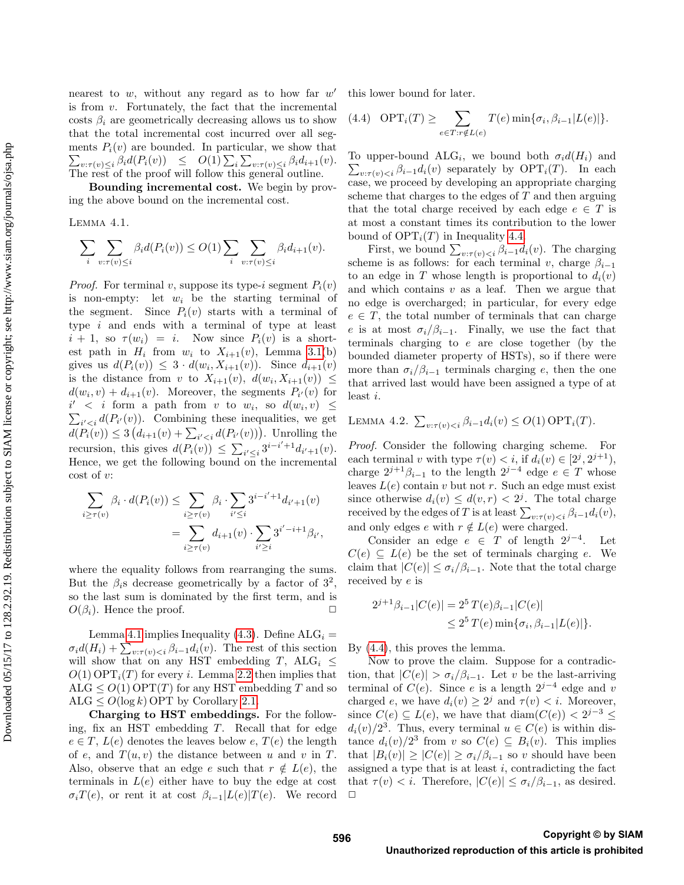nearest to $w$, without any regard as to how far $w'$ is from $v$. Fortunately, the fact that the incremental costs $\beta_i$ are geometrically decreasing allows us to show that the total incremental cost incurred over all segments $P_i(v)$ are bounded. In particular, we show that $\sum_{v:\tau(v)\le i} \beta_i d(P_i(v)) \le O(1)\sum_i \sum_{v:\tau(v)\le i} \beta_i d_{i+1}(v)$. The rest of the proof will follow this general outline.

**Bounding incremental cost.** We begin by proving the above bound on the incremental cost.

Lemma 4.1.

$$\sum_i \sum_{v:\tau(v)\le i} \beta_i d(P_i(v)) \le O(1) \sum_i \sum_{v:\tau(v)\le i} \beta_i d_{i+1}(v).$$

*Proof.* For terminal $v$, suppose its type-$i$ segment $P_i(v)$ is non-empty: let $w_i$ be the starting terminal of the segment. Since $P_i(v)$ starts with a terminal of type $i$ and ends with a terminal of type at least $i+1$, so $\tau(w_i) = i$. Now since $P_i(v)$ is a shortest path in $H_i$ from $w_i$ to $X_{i+1}(v)$, Lemma 3.1(b) gives us $d(P_i(v)) \le 3 \cdot d(w_i, X_{i+1}(v))$. Since $d_{i+1}(v)$ is the distance from $v$ to $X_{i+1}(v)$, $d(w_i, X_{i+1}(v)) \le d(w_i, v) + d_{i+1}(v)$. Moreover, the segments $P_{i'}(v)$ for $i' < i$ form a path from $v$ to $w_i$, so $d(w_i, v) \le \sum_{i'<i} d(P_{i'}(v))$. Combining these inequalities, we get $d(P_i(v)) \le 3\left(d_{i+1}(v) + \sum_{i'<i} d(P_{i'}(v))\right)$. Unrolling the recursion, this gives $d(P_i(v)) \le \sum_{i'\le i} 3^{i-i'+1} d_{i'+1}(v)$. Hence, we get the following bound on the incremental cost of $v$:

$$\begin{aligned}\sum_{i\ge\tau(v)} \beta_i \cdot d(P_i(v)) &\le \sum_{i\ge\tau(v)} \beta_i \cdot \sum_{i'\le i} 3^{i-i'+1} d_{i'+1}(v)\\ &= \sum_{i\ge\tau(v)} d_{i+1}(v) \cdot \sum_{i'\ge i} 3^{i'-i+1}\beta_{i'},\end{aligned}$$

where the equality follows from rearranging the sums. But the $\beta_i$s decrease geometrically by a factor of $3^2$, so the last sum is dominated by the first term, and is $O(\beta_i)$. Hence the proof. $\square$

Lemma 4.1 implies Inequality (4.3). Define $\mathrm{ALG}_i = \sigma_i d(H_i) + \sum_{v:\tau(v)<i} \beta_{i-1} d_i(v)$. The rest of this section will show that on any HST embedding $T$, $\mathrm{ALG}_i \le O(1)\,\mathrm{OPT}_i(T)$ for every $i$. Lemma 2.2 then implies that $\mathrm{ALG} \le O(1)\,\mathrm{OPT}(T)$ for any HST embedding $T$ and so $\mathrm{ALG} \le O(\log k)\,\mathrm{OPT}$ by Corollary 2.1.

**Charging to HST embeddings.** For the following, fix an HST embedding $T$. Recall that for edge $e \in T$, $L(e)$ denotes the leaves below $e$, $T(e)$ the length of $e$, and $T(u, v)$ the distance between $u$ and $v$ in $T$. Also, observe that an edge $e$ such that $r \notin L(e)$, the terminals in $L(e)$ either have to buy the edge at cost $\sigma_i T(e)$, or rent it at cost $\beta_{i-1}|L(e)|T(e)$. We record this lower bound for later.

$$\text{(4.4)}\quad \mathrm{OPT}_i(T) \ge \sum_{e\in T: r\notin L(e)} T(e) \min\{\sigma_i, \beta_{i-1}|L(e)|\}.$$

To upper-bound $\mathrm{ALG}_i$, we bound both $\sigma_i d(H_i)$ and $\sum_{v:\tau(v)<i} \beta_{i-1} d_i(v)$ separately by $\mathrm{OPT}_i(T)$. In each case, we proceed by developing an appropriate charging scheme that charges to the edges of $T$ and then arguing that the total charge received by each edge $e \in T$ is at most a constant times its contribution to the lower bound of $\mathrm{OPT}_i(T)$ in Inequality 4.4.

First, we bound $\sum_{v:\tau(v)<i} \beta_{i-1} d_i(v)$. The charging scheme is as follows: for each terminal $v$, charge $\beta_{i-1}$ to an edge in $T$ whose length is proportional to $d_i(v)$ and which contains $v$ as a leaf. Then we argue that no edge is overcharged; in particular, for every edge $e \in T$, the total number of terminals that can charge $e$ is at most $\sigma_i/\beta_{i-1}$. Finally, we use the fact that terminals charging to $e$ are close together (by the bounded diameter property of HSTs), so if there were more than $\sigma_i/\beta_{i-1}$ terminals charging $e$, then the one that arrived last would have been assigned a type of at least $i$.

Lemma 4.2. $\sum_{v:\tau(v)<i} \beta_{i-1} d_i(v) \le O(1)\,\mathrm{OPT}_i(T)$.

*Proof.* Consider the following charging scheme. For each terminal $v$ with type $\tau(v) < i$, if $d_i(v) \in [2^j, 2^{j+1})$, charge $2^{j+1}\beta_{i-1}$ to the length $2^{j-4}$ edge $e \in T$ whose leaves $L(e)$ contain $v$ but not $r$. Such an edge must exist since otherwise $d_i(v) \le d(v, r) < 2^j$. The total charge received by the edges of $T$ is at least $\sum_{v:\tau(v)<i} \beta_{i-1} d_i(v)$, and only edges $e$ with $r \notin L(e)$ were charged.

Consider an edge $e \in T$ of length $2^{j-4}$. Let $C(e) \subseteq L(e)$ be the set of terminals charging $e$. We claim that $|C(e)| \le \sigma_i/\beta_{i-1}$. Note that the total charge received by $e$ is

$$\begin{aligned}2^{j+1}\beta_{i-1}|C(e)| &= 2^5\, T(e)\beta_{i-1}|C(e)|\\ &\le 2^5\, T(e) \min\{\sigma_i, \beta_{i-1}|L(e)|\}.\end{aligned}$$

By (4.4), this proves the lemma.

Now to prove the claim. Suppose for a contradiction, that $|C(e)| > \sigma_i/\beta_{i-1}$. Let $v$ be the last-arriving terminal of $C(e)$. Since $e$ is a length $2^{j-4}$ edge and $v$ charged $e$, we have $d_i(v) \ge 2^j$ and $\tau(v) < i$. Moreover, since $C(e) \subseteq L(e)$, we have that $\mathrm{diam}(C(e)) < 2^{j-3} \le d_i(v)/2^3$. Thus, every terminal $u \in C(e)$ is within distance $d_i(v)/2^3$ from $v$ so $C(e) \subseteq B_i(v)$. This implies that $|B_i(v)| \ge |C(e)| \ge \sigma_i/\beta_{i-1}$ so $v$ should have been assigned a type that is at least $i$, contradicting the fact that $\tau(v) < i$. Therefore, $|C(e)| \le \sigma_i/\beta_{i-1}$, as desired. $\square$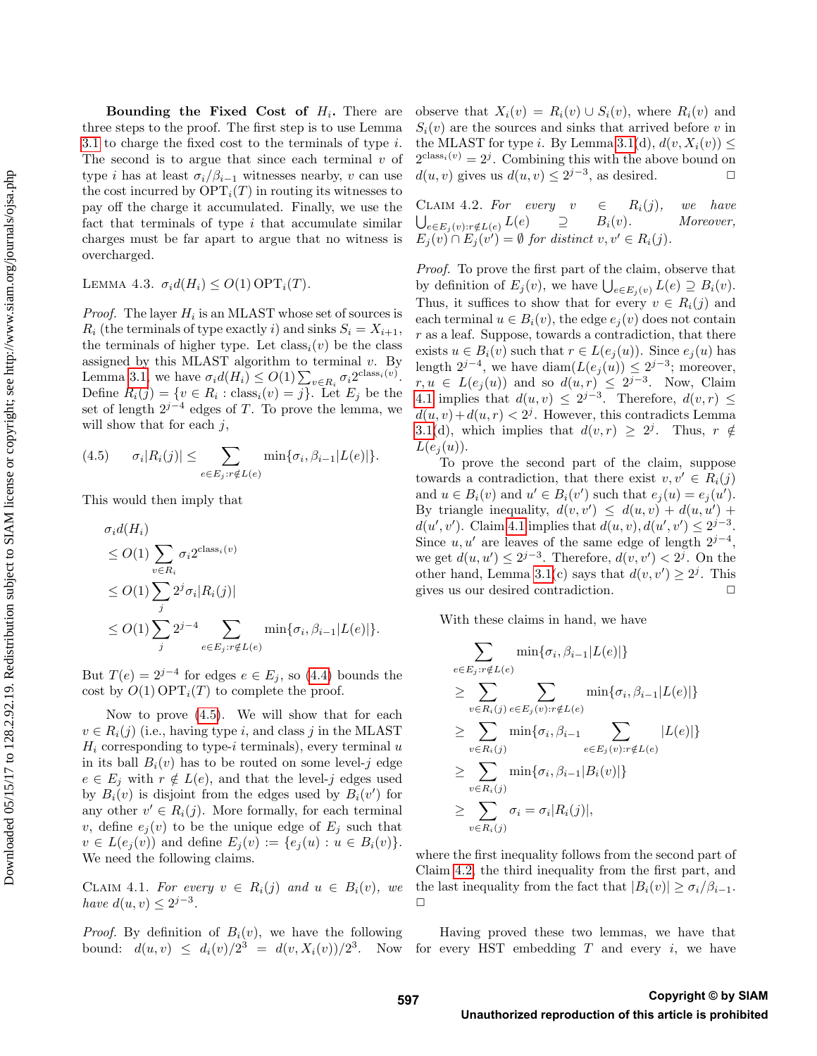**Bounding the Fixed Cost of $H_i$.** There are three steps to the proof. The first step is to use Lemma 3.1 to charge the fixed cost to the terminals of type $i$. The second is to argue that since each terminal $v$ of type $i$ has at least $\sigma_i/\beta_{i-1}$ witnesses nearby, $v$ can use the cost incurred by $\mathrm{OPT}_i(T)$ in routing its witnesses to pay off the charge it accumulated. Finally, we use the fact that terminals of type $i$ that accumulate similar charges must be far apart to argue that no witness is overcharged.

LEMMA 4.3. $\sigma_i d(H_i) \le O(1)\,\mathrm{OPT}_i(T)$.

*Proof.* The layer $H_i$ is an MLAST whose set of sources is $R_i$ (the terminals of type exactly $i$) and sinks $S_i = X_{i+1}$, the terminals of higher type. Let $\mathrm{class}_i(v)$ be the class assigned by this MLAST algorithm to terminal $v$. By Lemma 3.1, we have $\sigma_i d(H_i) \le O(1) \sum_{v \in R_i} \sigma_i 2^{\mathrm{class}_i(v)}$. Define $R_i(j) = \{v \in R_i : \mathrm{class}_i(v) = j\}$. Let $E_j$ be the set of length $2^{j-4}$ edges of $T$. To prove the lemma, we will show that for each $j$,

$$\sigma_i |R_i(j)| \le \sum_{e \in E_j : r \notin L(e)} \min\{\sigma_i, \beta_{i-1}|L(e)|\}. \tag{4.5}$$

This would then imply that

$$\begin{aligned}
&\sigma_i d(H_i) \\
&\le O(1) \sum_{v \in R_i} \sigma_i 2^{\mathrm{class}_i(v)} \\
&\le O(1) \sum_j 2^j \sigma_i |R_i(j)| \\
&\le O(1) \sum_j 2^{j-4} \sum_{e \in E_j : r \notin L(e)} \min\{\sigma_i, \beta_{i-1}|L(e)|\}.
\end{aligned}$$

But $T(e) = 2^{j-4}$ for edges $e \in E_j$, so (4.4) bounds the cost by $O(1)\,\mathrm{OPT}_i(T)$ to complete the proof.

Now to prove (4.5). We will show that for each $v \in R_i(j)$ (i.e., having type $i$, and class $j$ in the MLAST $H_i$ corresponding to type-$i$ terminals), every terminal $u$ in its ball $B_i(v)$ has to be routed on some level-$j$ edge $e \in E_j$ with $r \notin L(e)$, and that the level-$j$ edges used by $B_i(v)$ is disjoint from the edges used by $B_i(v')$ for any other $v' \in R_i(j)$. More formally, for each terminal $v$, define $e_j(v)$ to be the unique edge of $E_j$ such that $v \in L(e_j(v))$ and define $E_j(v) := \{e_j(u) : u \in B_i(v)\}$. We need the following claims.

CLAIM 4.1. *For every $v \in R_i(j)$ and $u \in B_i(v)$, we have $d(u, v) \le 2^{j-3}$.*

*Proof.* By definition of $B_i(v)$, we have the following bound: $d(u, v) \le d_i(v)/2^3 = d(v, X_i(v))/2^3$. Now observe that $X_i(v) = R_i(v) \cup S_i(v)$, where $R_i(v)$ and $S_i(v)$ are the sources and sinks that arrived before $v$ in the MLAST for type $i$. By Lemma 3.1(d), $d(v, X_i(v)) \le 2^{\mathrm{class}_i(v)} = 2^j$. Combining this with the above bound on $d(u, v)$ gives us $d(u, v) \le 2^{j-3}$, as desired. $\square$

CLAIM 4.2. *For every $v \in R_i(j)$, we have $\bigcup_{e \in E_j(v) : r \notin L(e)} L(e) \supseteq B_i(v)$. Moreover, $E_j(v) \cap E_j(v') = \emptyset$ for distinct $v, v' \in R_i(j)$.*

*Proof.* To prove the first part of the claim, observe that by definition of $E_j(v)$, we have $\bigcup_{e \in E_j(v)} L(e) \supseteq B_i(v)$. Thus, it suffices to show that for every $v \in R_i(j)$ and each terminal $u \in B_i(v)$, the edge $e_j(v)$ does not contain $r$ as a leaf. Suppose, towards a contradiction, that there exists $u \in B_i(v)$ such that $r \in L(e_j(u))$. Since $e_j(u)$ has length $2^{j-4}$, we have $\mathrm{diam}(L(e_j(u))) \le 2^{j-3}$; moreover, $r, u \in L(e_j(u))$ and so $d(u, r) \le 2^{j-3}$. Now, Claim 4.1 implies that $d(u, v) \le 2^{j-3}$. Therefore, $d(v, r) \le d(u, v) + d(u, r) < 2^j$. However, this contradicts Lemma 3.1(d), which implies that $d(v, r) \ge 2^j$. Thus, $r \notin L(e_j(u))$.

To prove the second part of the claim, suppose towards a contradiction, that there exist $v, v' \in R_i(j)$ and $u \in B_i(v)$ and $u' \in B_i(v')$ such that $e_j(u) = e_j(u')$. By triangle inequality, $d(v, v') \le d(u, v) + d(u, u') + d(u', v')$. Claim 4.1 implies that $d(u, v), d(u', v') \le 2^{j-3}$. Since $u, u'$ are leaves of the same edge of length $2^{j-4}$, we get $d(u, u') \le 2^{j-3}$. Therefore, $d(v, v') < 2^j$. On the other hand, Lemma 3.1(c) says that $d(v, v') \ge 2^j$. This gives us our desired contradiction. $\square$

With these claims in hand, we have

$$\begin{aligned}
&\sum_{e \in E_j : r \notin L(e)} \min\{\sigma_i, \beta_{i-1}|L(e)|\} \\
&\ge \sum_{v \in R_i(j)} \sum_{e \in E_j(v) : r \notin L(e)} \min\{\sigma_i, \beta_{i-1}|L(e)|\} \\
&\ge \sum_{v \in R_i(j)} \min\{\sigma_i, \beta_{i-1} \sum_{e \in E_j(v) : r \notin L(e)} |L(e)|\} \\
&\ge \sum_{v \in R_i(j)} \min\{\sigma_i, \beta_{i-1}|B_i(v)|\} \\
&\ge \sum_{v \in R_i(j)} \sigma_i = \sigma_i |R_i(j)|,
\end{aligned}$$

where the first inequality follows from the second part of Claim 4.2, the third inequality from the first part, and the last inequality from the fact that $|B_i(v)| \ge \sigma_i/\beta_{i-1}$. $\square$

Having proved these two lemmas, we have that for every HST embedding $T$ and every $i$, we have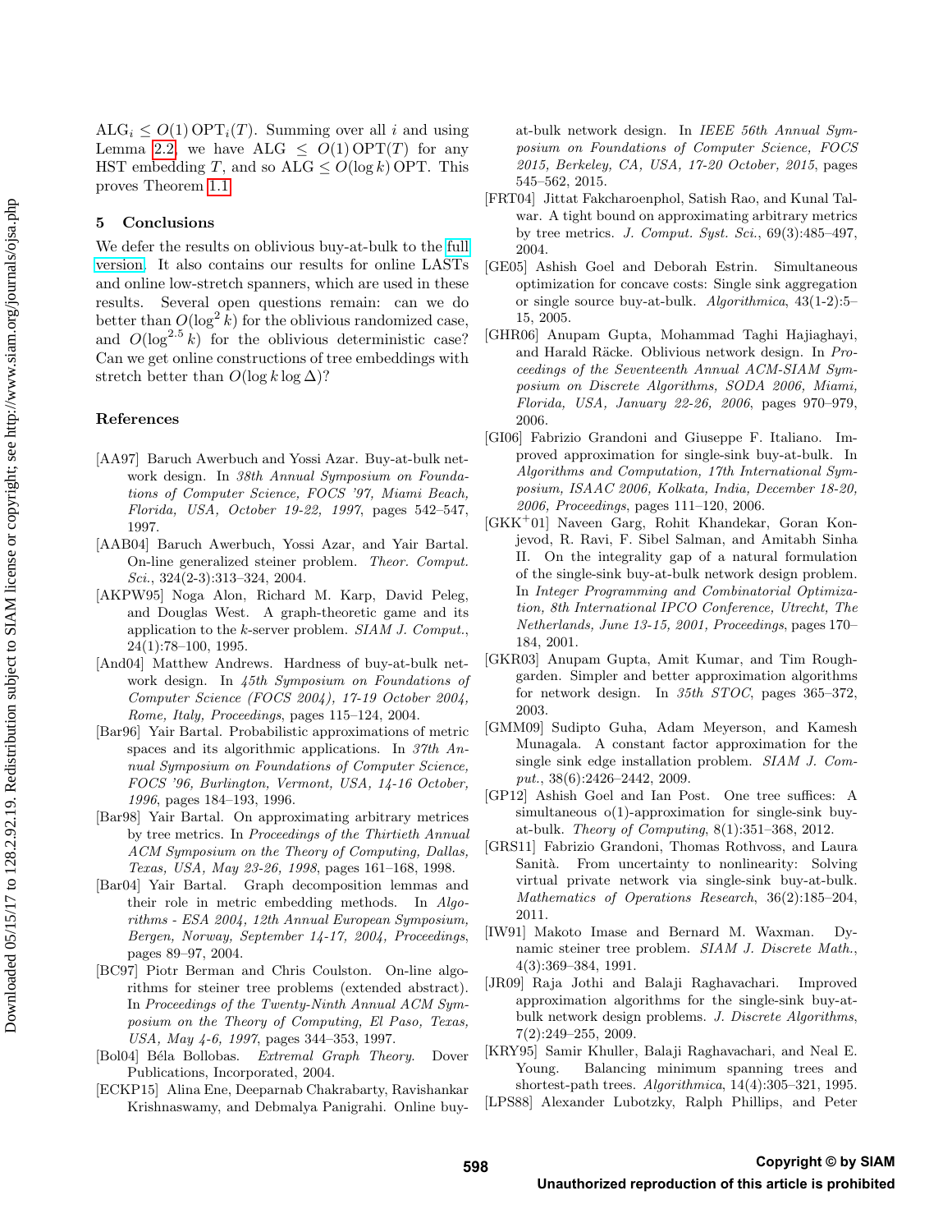$\text{ALG}_i \leq O(1)\,\text{OPT}_i(T)$. Summing over all $i$ and using Lemma 2.2, we have $\text{ALG} \leq O(1)\,\text{OPT}(T)$ for any HST embedding $T$, and so $\text{ALG} \leq O(\log k)\,\text{OPT}$. This proves Theorem 1.1.

## 5 Conclusions

We defer the results on oblivious buy-at-bulk to the full version. It also contains our results for online LASTs and online low-stretch spanners, which are used in these results. Several open questions remain: can we do better than $O(\log^2 k)$ for the oblivious randomized case, and $O(\log^{2.5} k)$ for the oblivious deterministic case? Can we get online constructions of tree embeddings with stretch better than $O(\log k \log \Delta)$?

## References

[AA97] Baruch Awerbuch and Yossi Azar. Buy-at-bulk network design. In *38th Annual Symposium on Foundations of Computer Science, FOCS '97, Miami Beach, Florida, USA, October 19-22, 1997*, pages 542–547, 1997.

[AAB04] Baruch Awerbuch, Yossi Azar, and Yair Bartal. On-line generalized steiner problem. *Theor. Comput. Sci.*, 324(2-3):313–324, 2004.

[AKPW95] Noga Alon, Richard M. Karp, David Peleg, and Douglas West. A graph-theoretic game and its application to the $k$-server problem. *SIAM J. Comput.*, 24(1):78–100, 1995.

[And04] Matthew Andrews. Hardness of buy-at-bulk network design. In *45th Symposium on Foundations of Computer Science (FOCS 2004), 17-19 October 2004, Rome, Italy, Proceedings*, pages 115–124, 2004.

[Bar96] Yair Bartal. Probabilistic approximations of metric spaces and its algorithmic applications. In *37th Annual Symposium on Foundations of Computer Science, FOCS '96, Burlington, Vermont, USA, 14-16 October, 1996*, pages 184–193, 1996.

[Bar98] Yair Bartal. On approximating arbitrary metrices by tree metrics. In *Proceedings of the Thirtieth Annual ACM Symposium on the Theory of Computing, Dallas, Texas, USA, May 23-26, 1998*, pages 161–168, 1998.

[Bar04] Yair Bartal. Graph decomposition lemmas and their role in metric embedding methods. In *Algorithms - ESA 2004, 12th Annual European Symposium, Bergen, Norway, September 14-17, 2004, Proceedings*, pages 89–97, 2004.

[BC97] Piotr Berman and Chris Coulston. On-line algorithms for steiner tree problems (extended abstract). In *Proceedings of the Twenty-Ninth Annual ACM Symposium on the Theory of Computing, El Paso, Texas, USA, May 4-6, 1997*, pages 344–353, 1997.

[Bol04] Béla Bollobas. *Extremal Graph Theory*. Dover Publications, Incorporated, 2004.

[ECKP15] Alina Ene, Deeparnab Chakrabarty, Ravishankar Krishnaswamy, and Debmalya Panigrahi. Online buy-at-bulk network design. In *IEEE 56th Annual Symposium on Foundations of Computer Science, FOCS 2015, Berkeley, CA, USA, 17-20 October, 2015*, pages 545–562, 2015.

[FRT04] Jittat Fakcharoenphol, Satish Rao, and Kunal Talwar. A tight bound on approximating arbitrary metrics by tree metrics. *J. Comput. Syst. Sci.*, 69(3):485–497, 2004.

[GE05] Ashish Goel and Deborah Estrin. Simultaneous optimization for concave costs: Single sink aggregation or single source buy-at-bulk. *Algorithmica*, 43(1-2):5–15, 2005.

[GHR06] Anupam Gupta, Mohammad Taghi Hajiaghayi, and Harald Räcke. Oblivious network design. In *Proceedings of the Seventeenth Annual ACM-SIAM Symposium on Discrete Algorithms, SODA 2006, Miami, Florida, USA, January 22-26, 2006*, pages 970–979, 2006.

[GI06] Fabrizio Grandoni and Giuseppe F. Italiano. Improved approximation for single-sink buy-at-bulk. In *Algorithms and Computation, 17th International Symposium, ISAAC 2006, Kolkata, India, December 18-20, 2006, Proceedings*, pages 111–120, 2006.

[GKK+01] Naveen Garg, Rohit Khandekar, Goran Konjevod, R. Ravi, F. Sibel Salman, and Amitabh Sinha II. On the integrality gap of a natural formulation of the single-sink buy-at-bulk network design problem. In *Integer Programming and Combinatorial Optimization, 8th International IPCO Conference, Utrecht, The Netherlands, June 13-15, 2001, Proceedings*, pages 170–184, 2001.

[GKR03] Anupam Gupta, Amit Kumar, and Tim Roughgarden. Simpler and better approximation algorithms for network design. In *35th STOC*, pages 365–372, 2003.

[GMM09] Sudipto Guha, Adam Meyerson, and Kamesh Munagala. A constant factor approximation for the single sink edge installation problem. *SIAM J. Comput.*, 38(6):2426–2442, 2009.

[GP12] Ashish Goel and Ian Post. One tree suffices: A simultaneous o(1)-approximation for single-sink buy-at-bulk. *Theory of Computing*, 8(1):351–368, 2012.

[GRS11] Fabrizio Grandoni, Thomas Rothvoss, and Laura Sanità. From uncertainty to nonlinearity: Solving virtual private network via single-sink buy-at-bulk. *Mathematics of Operations Research*, 36(2):185–204, 2011.

[IW91] Makoto Imase and Bernard M. Waxman. Dynamic steiner tree problem. *SIAM J. Discrete Math.*, 4(3):369–384, 1991.

[JR09] Raja Jothi and Balaji Raghavachari. Improved approximation algorithms for the single-sink buy-at-bulk network design problems. *J. Discrete Algorithms*, 7(2):249–255, 2009.

[KRY95] Samir Khuller, Balaji Raghavachari, and Neal E. Young. Balancing minimum spanning trees and shortest-path trees. *Algorithmica*, 14(4):305–321, 1995.

[LPS88] Alexander Lubotzky, Ralph Phillips, and Peter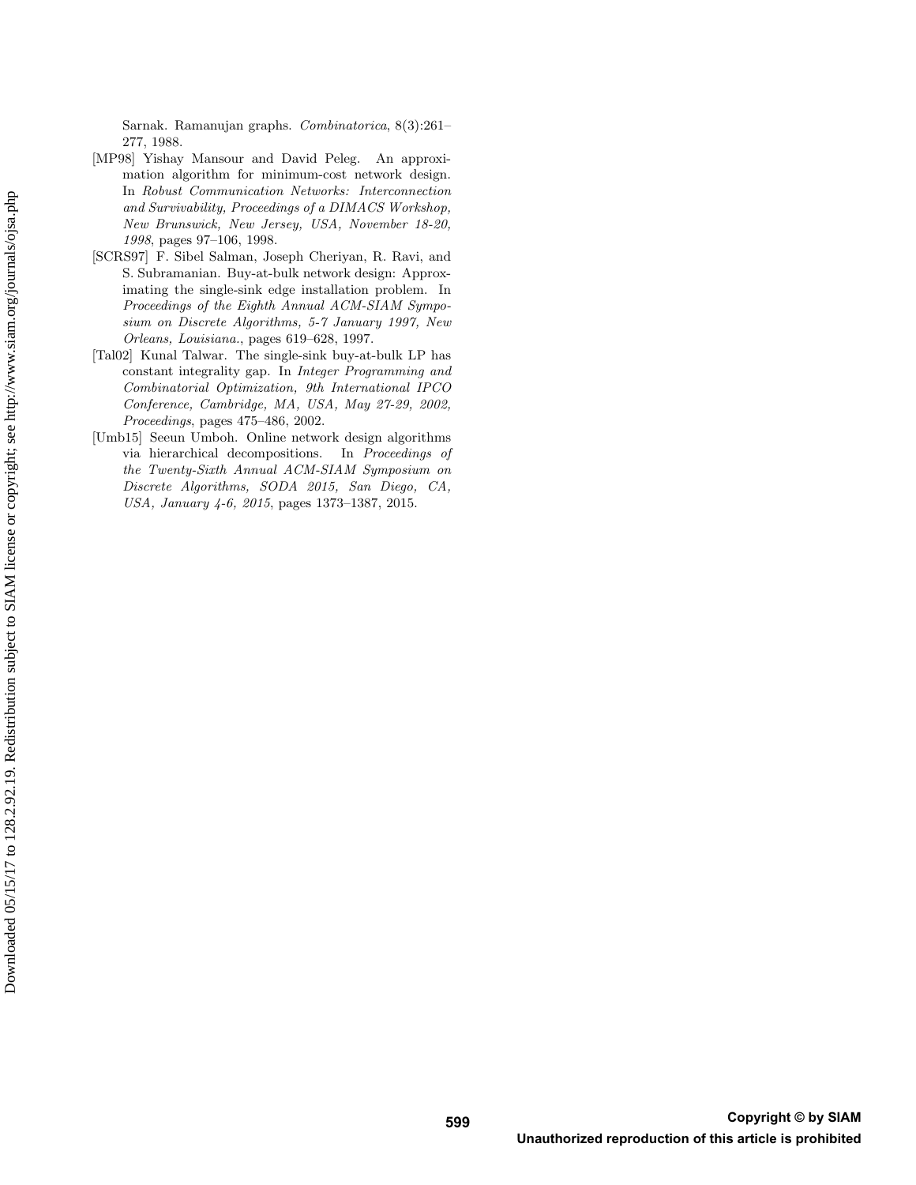Sarnak. Ramanujan graphs. *Combinatorica*, 8(3):261–277, 1988.

[MP98] Yishay Mansour and David Peleg. An approximation algorithm for minimum-cost network design. In *Robust Communication Networks: Interconnection and Survivability, Proceedings of a DIMACS Workshop, New Brunswick, New Jersey, USA, November 18-20, 1998*, pages 97–106, 1998.

[SCRS97] F. Sibel Salman, Joseph Cheriyan, R. Ravi, and S. Subramanian. Buy-at-bulk network design: Approximating the single-sink edge installation problem. In *Proceedings of the Eighth Annual ACM-SIAM Symposium on Discrete Algorithms, 5-7 January 1997, New Orleans, Louisiana.*, pages 619–628, 1997.

[Tal02] Kunal Talwar. The single-sink buy-at-bulk LP has constant integrality gap. In *Integer Programming and Combinatorial Optimization, 9th International IPCO Conference, Cambridge, MA, USA, May 27-29, 2002, Proceedings*, pages 475–486, 2002.

[Umb15] Seeun Umboh. Online network design algorithms via hierarchical decompositions. In *Proceedings of the Twenty-Sixth Annual ACM-SIAM Symposium on Discrete Algorithms, SODA 2015, San Diego, CA, USA, January 4-6, 2015*, pages 1373–1387, 2015.